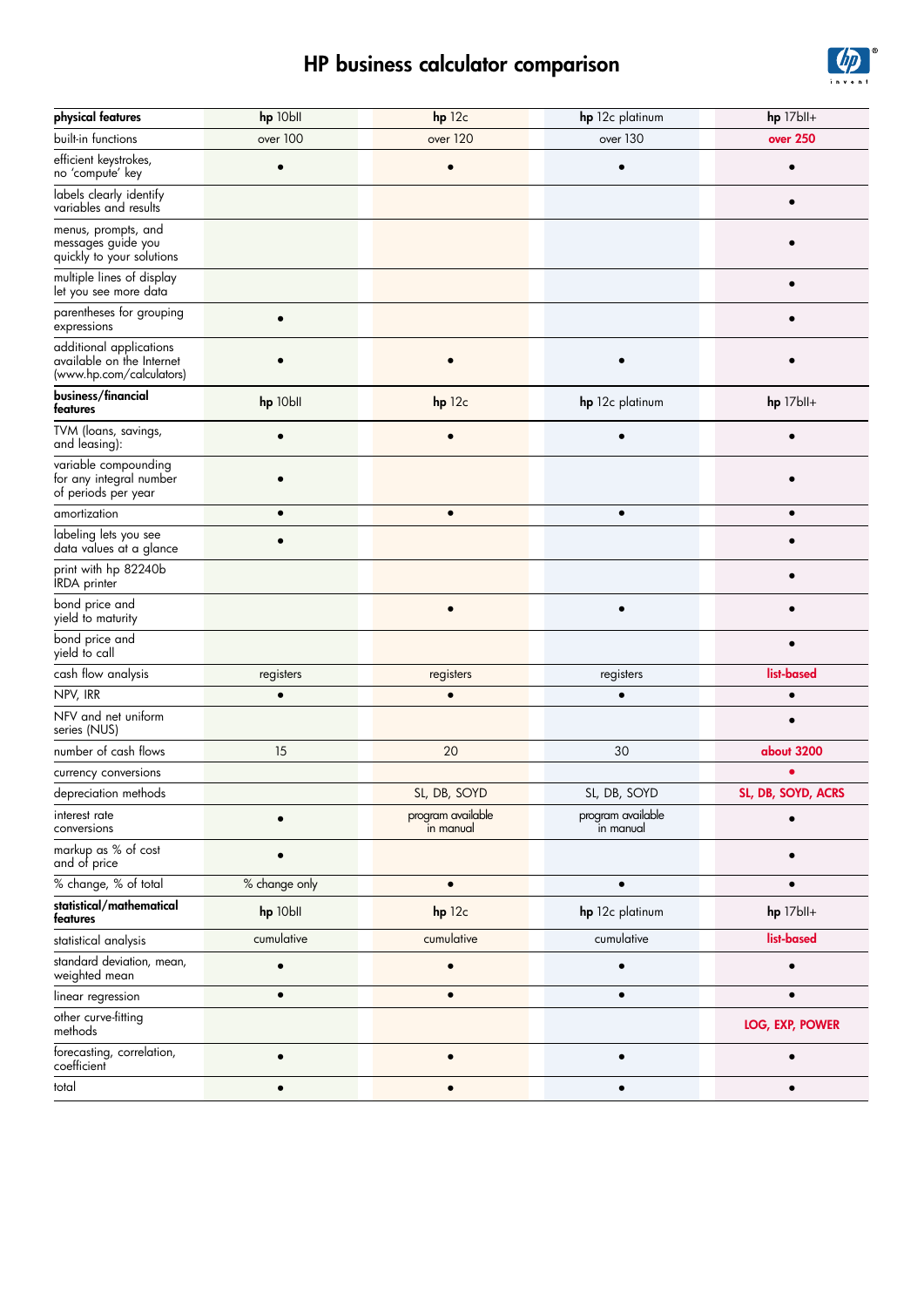# HP business calculator comparison

| physical features | hp 10bII | hp 12c | hp 12c platinum | hp 17bII+ |
|---|---|---|---|---|
| built-in functions | over 100 | over 120 | over 130 | over 250 |
| efficient keystrokes, no 'compute' key | • | • | • | • |
| labels clearly identify variables and results | | | | • |
| menus, prompts, and messages guide you quickly to your solutions | | | | • |
| multiple lines of display let you see more data | | | | • |
| parentheses for grouping expressions | • | | | • |
| additional applications available on the Internet (www.hp.com/calculators) | • | • | • | • |
| **business/financial features** | **hp** 10bII | **hp** 12c | **hp** 12c platinum | **hp** 17bII+ |
| TVM (loans, savings, and leasing): | • | • | • | • |
| variable compounding for any integral number of periods per year | • | | | • |
| amortization | • | • | • | • |
| labeling lets you see data values at a glance | • | | | • |
| print with hp 82240b IRDA printer | | | | • |
| bond price and yield to maturity | | • | • | • |
| bond price and yield to call | | | | • |
| cash flow analysis | registers | registers | registers | list-based |
| NPV, IRR | • | • | • | • |
| NFV and net uniform series (NUS) | | | | • |
| number of cash flows | 15 | 20 | 30 | about 3200 |
| currency conversions | | | | • |
| depreciation methods | | SL, DB, SOYD | SL, DB, SOYD | SL, DB, SOYD, ACRS |
| interest rate conversions | • | program available in manual | program available in manual | • |
| markup as % of cost and of price | • | | | • |
| % change, % of total | % change only | • | • | • |
| **statistical/mathematical features** | **hp** 10bII | **hp** 12c | **hp** 12c platinum | **hp** 17bII+ |
| statistical analysis | cumulative | cumulative | cumulative | list-based |
| standard deviation, mean, weighted mean | • | • | • | • |
| linear regression | • | • | • | • |
| other curve-fitting methods | | | | LOG, EXP, POWER |
| forecasting, correlation, coefficient | • | • | • | • |
| total | • | • | • | • |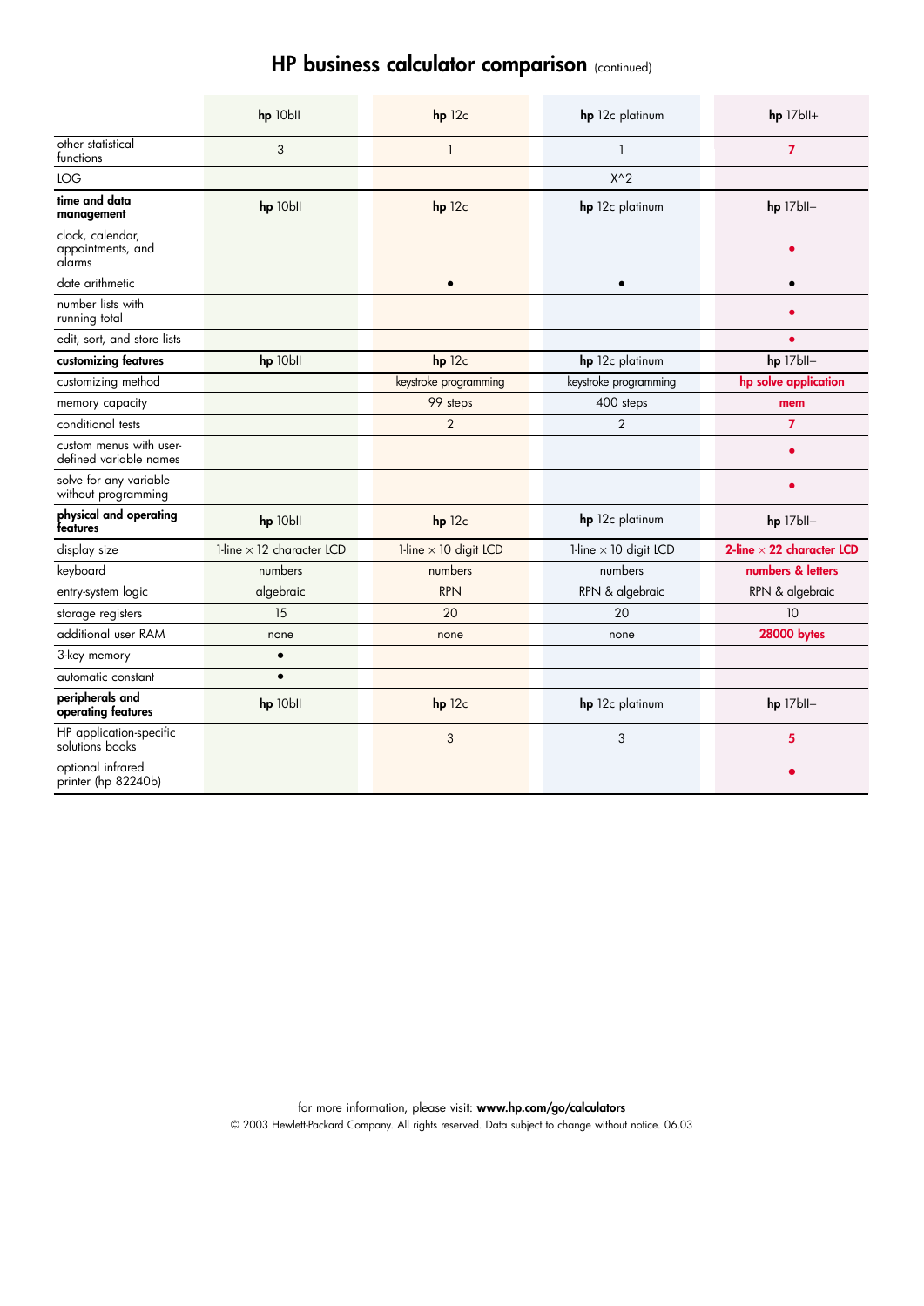# HP business calculator comparison (continued)

| | **hp** 10bII | **hp** 12c | **hp** 12c platinum | **hp** 17bII+ |
|---|---|---|---|---|
| other statistical functions | 3 | 1 | 1 | **7** |
| LOG | | | X^2 | |
| **time and data management** | **hp** 10bII | **hp** 12c | **hp** 12c platinum | **hp** 17bII+ |
| clock, calendar, appointments, and alarms | | | | • |
| date arithmetic | | • | • | • |
| number lists with running total | | | | • |
| edit, sort, and store lists | | | | • |
| **customizing features** | **hp** 10bII | **hp** 12c | **hp** 12c platinum | **hp** 17bII+ |
| customizing method | | keystroke programming | keystroke programming | **hp solve application** |
| memory capacity | | 99 steps | 400 steps | **mem** |
| conditional tests | | 2 | 2 | **7** |
| custom menus with user-defined variable names | | | | • |
| solve for any variable without programming | | | | • |
| **physical and operating features** | **hp** 10bII | **hp** 12c | **hp** 12c platinum | **hp** 17bII+ |
| display size | 1-line × 12 character LCD | 1-line × 10 digit LCD | 1-line × 10 digit LCD | **2-line × 22 character LCD** |
| keyboard | numbers | numbers | numbers | **numbers & letters** |
| entry-system logic | algebraic | RPN | RPN & algebraic | RPN & algebraic |
| storage registers | 15 | 20 | 20 | 10 |
| additional user RAM | none | none | none | **28000 bytes** |
| 3-key memory | • | | | |
| automatic constant | • | | | |
| **peripherals and operating features** | **hp** 10bII | **hp** 12c | **hp** 12c platinum | **hp** 17bII+ |
| HP application-specific solutions books | | 3 | 3 | **5** |
| optional infrared printer (hp 82240b) | | | | • |

for more information, please visit: **www.hp.com/go/calculators**

© 2003 Hewlett-Packard Company. All rights reserved. Data subject to change without notice. 06.03